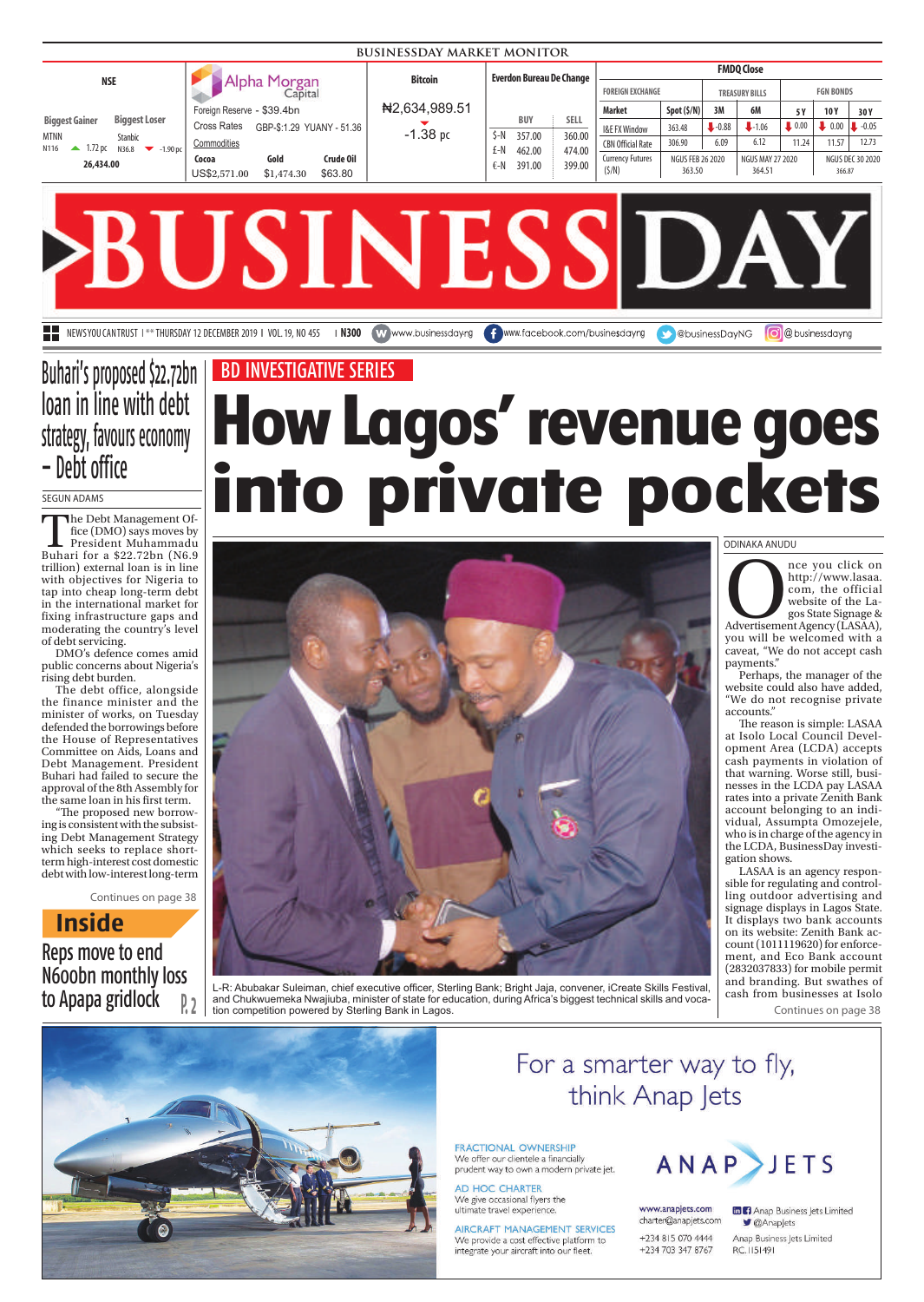**BUSINESSDAY MARKET MONITOR**

| NSE | | Alpha Morgan Capital | | | Bitcoin | Everdon Bureau De Change | | |
|---|---|---|---|---|---|---|---|---|
| Biggest Gainer | Biggest Loser | Foreign Reserve - $39.4bn | | | ₦2,634,989.51 | | BUY | SELL |
| MTNN N116 ▲ 1.72 pc | Stanbic N36.8 ▼ -1.90 pc | Cross Rates | GBP-$:1.29 | YUANY - 51.36 | -1.38 pc | $-N | 357.00 | 360.00 |
| 26,434.00 | | Commodities | | | | £-N | 462.00 | 474.00 |
| | | Cocoa | Gold | Crude Oil | | €-N | 391.00 | 399.00 |
| | | US$2,571.00 | $1,474.30 | $63.80 | | | | |

**FMDQ Close**

| FOREIGN EXCHANGE | | TREASURY BILLS | | FGN BONDS | | |
|---|---|---|---|---|---|---|
| Market | Spot ($/N) | 3M | 6M | 5Y | 10Y | 30Y |
| I&E FX Window | 363.48 | -0.88 | -1.06 | 0.00 | 0.00 | -0.05 |
| CBN Official Rate | 306.90 | 6.09 | 6.12 | 11.24 | 11.57 | 12.73 |
| Currency Futures ($/N) | NGUS FEB 26 2020 363.50 | NGUS MAY 27 2020 364.51 | | NGUS DEC 30 2020 366.87 | | |

# BUSINESSDAY

NEWS YOU CAN TRUST | **THURSDAY 12 DECEMBER 2019 | VOL. 19, NO 455 | N300 | www.businessdayng | www.facebook.com/businessdayng | @businessDayNG | @businessdayng

## Buhari's proposed $22.72bn loan in line with debt strategy, favours economy – Debt office

SEGUN ADAMS

The Debt Management Office (DMO) says moves by President Muhammadu Buhari for a $22.72bn (N6.9 trillion) external loan is in line with objectives for Nigeria to tap into cheap long-term debt in the international market for fixing infrastructure gaps and moderating the country's level of debt servicing.

DMO's defence comes amid public concerns about Nigeria's rising debt burden.

The debt office, alongside the finance minister and the minister of works, on Tuesday defended the borrowings before the House of Representatives Committee on Aids, Loans and Debt Management. President Buhari had failed to secure the approval of the 8th Assembly for the same loan in his first term.

"The proposed new borrowing is consistent with the subsisting Debt Management Strategy which seeks to replace short-term high-interest cost domestic debt with low-interest long-term

Continues on page 38

**Inside**

Reps move to end N600bn monthly loss to Apapa gridlock P.2

BD INVESTIGATIVE SERIES

# How Lagos' revenue goes into private pockets

L-R: Abubakar Suleiman, chief executive officer, Sterling Bank; Bright Jaja, convener, iCreate Skills Festival, and Chukwuemeka Nwajiuba, minister of state for education, during Africa's biggest technical skills and vocation competition powered by Sterling Bank in Lagos.

ODINAKA ANUDU

Once you click on http://www.lasaa.com, the official website of the Lagos State Signage & Advertisement Agency (LASAA), you will be welcomed with a caveat, "We do not accept cash payments."

Perhaps, the manager of the website could also have added, "We do not recognise private accounts."

The reason is simple: LASAA at Isolo Local Council Development Area (LCDA) accepts cash payments in violation of that warning. Worse still, businesses in the LCDA pay LASAA rates into a private Zenith Bank account belonging to an individual, Assumpta Omozejele, who is in charge of the agency in the LCDA, BusinessDay investigation shows.

LASAA is an agency responsible for regulating and controlling outdoor advertising and signage displays in Lagos State. It displays two bank accounts on its website: Zenith Bank account (1011119620) for enforcement, and Eco Bank account (2832037833) for mobile permit and branding. But swathes of cash from businesses at Isolo

Continues on page 38

For a smarter way to fly, think Anap Jets

FRACTIONAL OWNERSHIP
We offer our clientele a financially prudent way to own a modern private jet.

AD HOC CHARTER
We give occasional flyers the ultimate travel experience.

AIRCRAFT MANAGEMENT SERVICES
We provide a cost effective platform to integrate your aircraft into our fleet.

ANAP JETS

www.anapjets.com
charter@anapjets.com
+234 815 070 4444
+234 703 347 8767

Anap Business Jets Limited
@AnapJets
Anap Business Jets Limited
RC. 1151491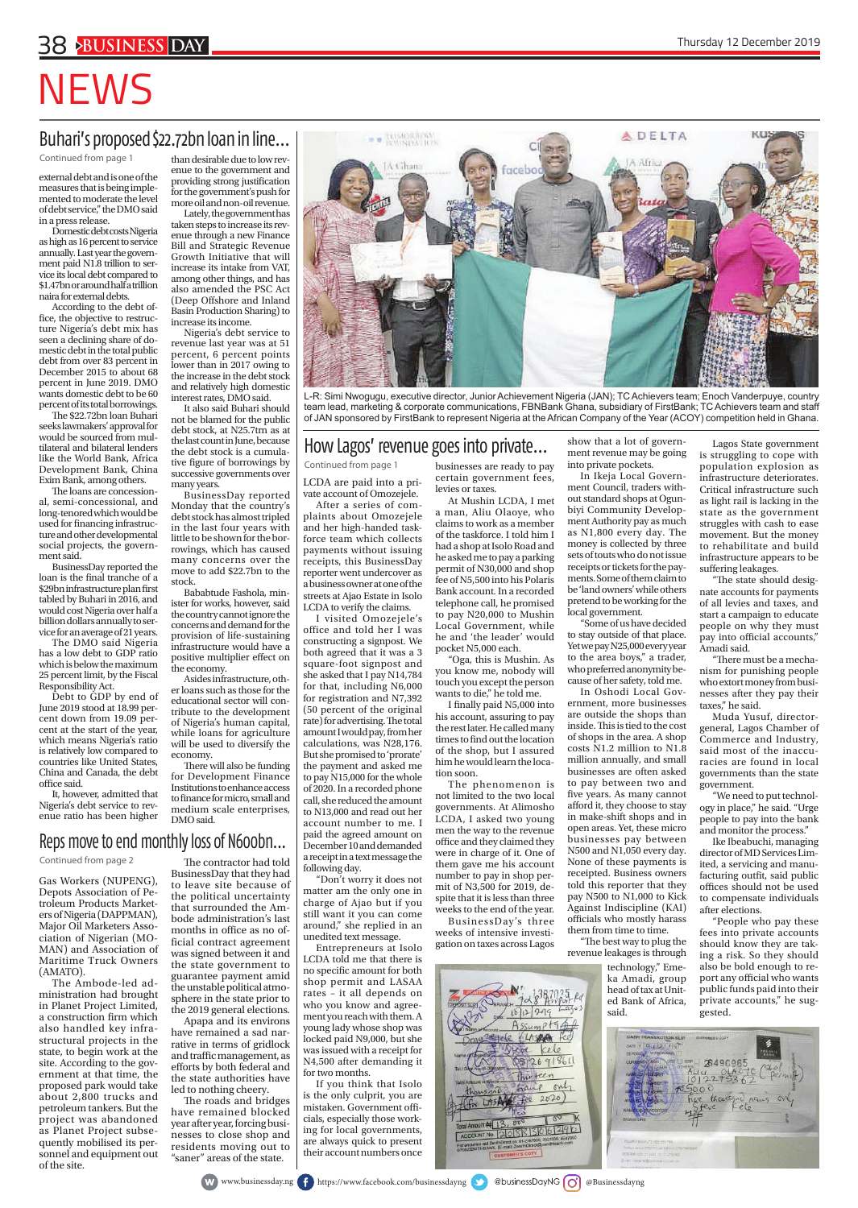# NEWS

## Buhari's proposed $22.72bn loan in line...

Continued from page 1

external debt and is one of the measures that is being implemented to moderate the level of debt service," the DMO said in a press release.

Domestic debt costs Nigeria as high as 16 percent to service annually. Last year the government paid N1.8 trillion to service its local debt compared to $1.47bn or around half a trillion naira for external debts.

According to the debt office, the objective to restructure Nigeria's debt mix has seen a declining share of domestic debt in the total public debt from over 83 percent in December 2015 to about 68 percent in June 2019. DMO wants domestic debt to be 60 percent of its total borrowings.

The $22.72bn loan Buhari seeks lawmakers' approval for would be sourced from multilateral and bilateral lenders like the World Bank, Africa Development Bank, China Exim Bank, among others.

The loans are concessional, semi-concessional, and long-tenored which would be used for financing infrastructure and other developmental social projects, the government said.

BusinessDay reported the loan is the final tranche of a $29bn infrastructure plan first tabled by Buhari in 2016, and would cost Nigeria over half a billion dollars annually to service for an average of 21 years.

The DMO said Nigeria has a low debt to GDP ratio which is below the maximum 25 percent limit, by the Fiscal Responsibility Act.

Debt to GDP by end of June 2019 stood at 18.99 percent down from 19.09 percent at the start of the year, which means Nigeria's ratio is relatively low compared to countries like United States, China and Canada, the debt office said.

It, however, admitted that Nigeria's debt service to revenue ratio has been higher than desirable due to low revenue to the government and providing strong justification for the government's push for more oil and non-oil revenue.

Lately, the government has taken steps to increase its revenue through a new Finance Bill and Strategic Revenue Growth Initiative that will increase its intake from VAT, among other things, and has also amended the PSC Act (Deep Offshore and Inland Basin Production Sharing) to increase its income.

Nigeria's debt service to revenue last year was at 51 percent, 6 percent points lower than in 2017 owing to the increase in the debt stock and relatively high domestic interest rates, DMO said.

It also said Buhari should not be blamed for the public debt stock, at N25.7trn as at the last count in June, because the debt stock is a cumulative figure of borrowings by successive governments over many years.

BusinessDay reported Monday that the country's debt stock has almost tripled in the last four years with little to be shown for the borrowings, which has caused many concerns over the move to add $22.7bn to the stock.

Bababtude Fashola, minister for works, however, said the country cannot ignore the concerns and demand for the provision of life-sustaining infrastructure would have a positive multiplier effect on the economy.

Asides infrastructure, other loans such as those for the educational sector will contribute to the development of Nigeria's human capital, while loans for agriculture will be used to diversify the economy.

There will also be funding for Development Finance Institutions to enhance access to finance for micro, small and medium scale enterprises, DMO said.

## Reps move to end monthly loss of N600bn...

Continued from page 2

Gas Workers (NUPENG), Depots Association of Petroleum Products Marketers of Nigeria (DAPPMAN), Major Oil Marketers Association of Nigerian (MOMAN) and Association of Maritime Truck Owners (AMATO).

The Ambode-led administration had brought in Planet Project Limited, a construction firm which also handled key infrastructural projects in the state, to begin work at the site. According to the government at that time, the proposed park would take about 2,800 trucks and petroleum tankers. But the project was abandoned as Planet Project subsequently mobilised its personnel and equipment out of the site.

The contractor had told BusinessDay that they had to leave site because of the political uncertainty that surrounded the Ambode administration's last months in office as no official contract agreement was signed between it and the state government to guarantee payment amid the unstable political atmosphere in the state prior to the 2019 general elections.

Apapa and its environs have remained a sad narrative in terms of gridlock and traffic management, as efforts by both federal and the state authorities have led to nothing cheery.

The roads and bridges have remained blocked year after year, forcing businesses to close shop and residents moving out to "saner" areas of the state.

L-R: Simi Nwogugu, executive director, Junior Achievement Nigeria (JAN); TC Achievers team; Enoch Vanderpuye, country team lead, marketing & corporate communications, FBNBank Ghana, subsidiary of FirstBank; TC Achievers team and staff of JAN sponsored by FirstBank to represent Nigeria at the African Company of the Year (ACOY) competition held in Ghana.

## How Lagos' revenue goes into private...

Continued from page 1

LCDA are paid into a private account of Omozejele.

After a series of complaints about Omozejele and her high-handed task-force team which collects payments without issuing receipts, this BusinessDay reporter went undercover as a business owner at one of the streets at Ajao Estate in Isolo LCDA to verify the claims.

I visited Omozejele's office and told her I was constructing a signpost. We both agreed that it was a 3 square-foot signpost and she asked that I pay N14,784 for that, including N6,000 for registration and N7,392 (50 percent of the original rate) for advertising. The total the amount I would pay, from her calculations, was N28,176. But she promised to 'prorate' the payment and asked me to pay N15,000 for the whole of 2020. In a recorded phone call, she reduced the amount to N13,000 and read out her account number to me. I paid the agreed amount on December 10 and demanded a receipt in a text message the following day.

"Don't worry it does not matter am the only one in charge of Ajao but if you still want it you can come around," she replied in an unedited text message.

Entrepreneurs at Isolo LCDA told me that there is no specific amount for both shop permit and LASAA rates – it all depends on who you know and agreement you reach with them. A young lady whose shop was locked paid N9,000, but she was issued with a receipt for N4,500 after demanding it for two months.

If you think that Isolo is the only culprit, you are mistaken. Government officials, especially those working for local governments, are always quick to present their account numbers once businesses are ready to pay certain government fees, levies or taxes.

At Mushin LCDA, I met a man, Aliu Olaoye, who claims to work as a member of the taskforce. I told him I had a shop at Isolo Road and he asked me to pay a parking permit of N30,000 and shop fee of N5,500 into his Polaris Bank account. In a recorded telephone call, he promised to pay N20,000 to Mushin Local Government, while he and 'the leader' would pocket N5,000 each.

"Oga, this is Mushin. As you know me, nobody will touch you except the person wants to die," he told me.

I finally paid N5,000 into his account, assuring to pay the rest later. He called many times to find out the location of the shop, but I assured him he would learn the location soon.

The phenomenon is not limited to the two local governments. At Alimosho LCDA, I saw two young men the way to the revenue office and they claimed they were in charge of it. One of them gave me his account number to pay in shop permit of N3,500 for 2019, despite that it is less than three weeks to the end of the year.

BusinessDay's three weeks of intensive investigation on taxes across Lagos show that a lot of government revenue may be going into private pockets.

In Ikeja Local Government Council, traders without standard shops at Ogunbiyi Community Development Authority pay as much as N1,800 every day. The money is collected by three sets of touts who do not issue receipts or tickets for the payments. Some of them claim to be 'land owners' while others pretend to be working for the local government.

"Some of us have decided to stay outside of that place. Yet we pay N25,000 every year to the area boys," a trader, who preferred anonymity because of her safety, told me.

In Oshodi Local Government, more businesses are outside the shops than inside. This is tied to the cost of shops in the area. A shop costs N1.2 million to N1.8 million annually, and small businesses are often asked to pay between two and five years. As many cannot afford it, they choose to stay in make-shift shops and in open areas. Yet, these micro businesses pay between N500 and N1,050 every day. None of these payments is receipted. Business owners told this reporter that they pay N500 to N1,000 to Kick Against Indiscipline (KAI) officials who mostly harass them from time to time.

"The best way to plug the revenue leakages is through technology," Emeka Amadi, group head of tax at United Bank of Africa, said.

Lagos State government is struggling to cope with population explosion as infrastructure deteriorates. Critical infrastructure such as light rail is lacking in the state as the government struggles with cash to ease movement. But the money to rehabilitate and build infrastructure appears to be suffering leakages.

"The state should designate accounts for payments of all levies and taxes, and start a campaign to educate people on why they must pay into official accounts," Amadi said.

"There must be a mechanism for punishing people who extort money from businesses after they pay their taxes," he said.

Muda Yusuf, director-general, Lagos Chamber of Commerce and Industry, said most of the inaccuracies are found in local governments than the state government.

"We need to put technology in place," he said. "Urge people to pay into the bank and monitor the process."

Ike Ibeabuchi, managing director of MD Services Limited, a servicing and manufacturing outfit, said public offices should not be used to compensate individuals after elections.

"People who pay these fees into private accounts should know they are taking a risk. So they should also be bold enough to report any official who wants public funds paid into their private accounts," he suggested.